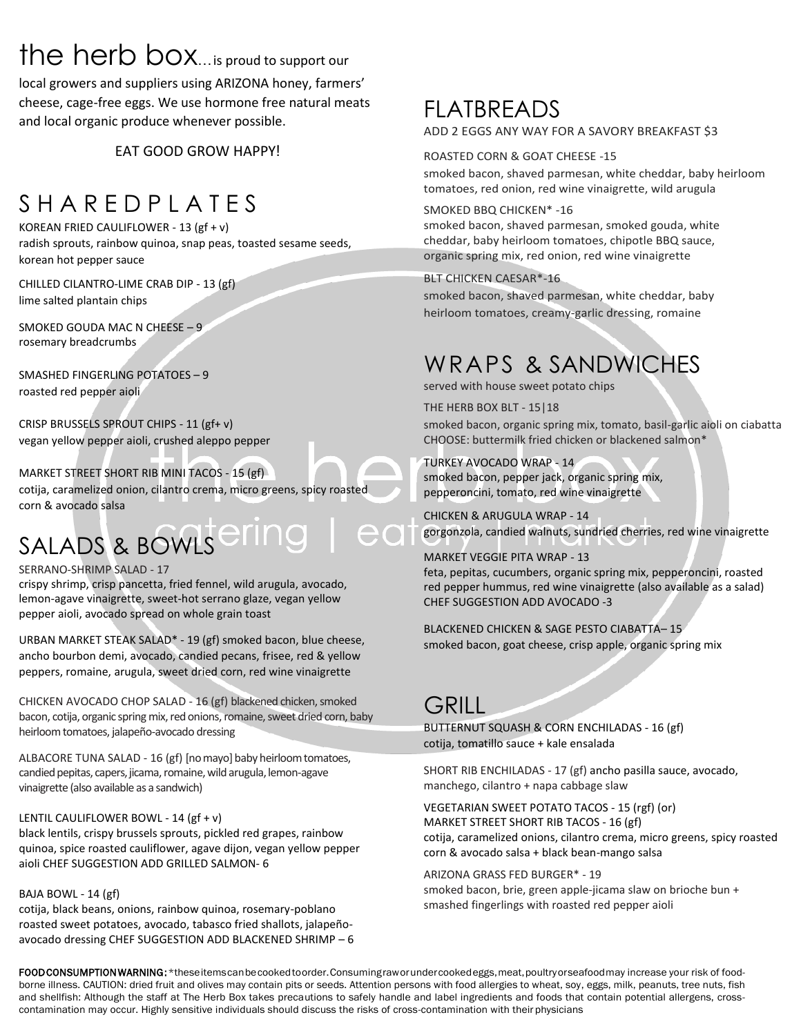# the herb box...is proud to support our

local growers and suppliers using ARIZONA honey, farmers' cheese, cage-free eggs. We use hormone free natural meats and local organic produce whenever possible.

EAT GOOD GROW HAPPY!

## SHAREDPLATES

KOREAN FRIED CAULIFLOWER - 13 (gf + v)
radish sprouts, rainbow quinoa, snap peas, toasted sesame seeds, korean hot pepper sauce

CHILLED CILANTRO-LIME CRAB DIP - 13 (gf)
lime salted plantain chips

SMOKED GOUDA MAC N CHEESE – 9
rosemary breadcrumbs

SMASHED FINGERLING POTATOES – 9
roasted red pepper aioli

CRISP BRUSSELS SPROUT CHIPS - 11 (gf+ v)
vegan yellow pepper aioli, crushed aleppo pepper

MARKET STREET SHORT RIB MINI TACOS - 15 (gf)
cotija, caramelized onion, cilantro crema, micro greens, spicy roasted corn & avocado salsa

## SALADS & BOWLS

SERRANO-SHRIMP SALAD - 17
crispy shrimp, crisp pancetta, fried fennel, wild arugula, avocado, lemon-agave vinaigrette, sweet-hot serrano glaze, vegan yellow pepper aioli, avocado spread on whole grain toast

URBAN MARKET STEAK SALAD* - 19 (gf) smoked bacon, blue cheese, ancho bourbon demi, avocado, candied pecans, frisee, red & yellow peppers, romaine, arugula, sweet dried corn, red wine vinaigrette

CHICKEN AVOCADO CHOP SALAD - 16 (gf) blackened chicken, smoked bacon, cotija, organic spring mix, red onions, romaine, sweet dried corn, baby heirloom tomatoes, jalapeño-avocado dressing

ALBACORE TUNA SALAD - 16 (gf) [no mayo] baby heirloom tomatoes, candied pepitas, capers, jicama, romaine, wild arugula, lemon-agave vinaigrette (also available as a sandwich)

LENTIL CAULIFLOWER BOWL - 14 (gf + v)
black lentils, crispy brussels sprouts, pickled red grapes, rainbow quinoa, spice roasted cauliflower, agave dijon, vegan yellow pepper aioli CHEF SUGGESTION ADD GRILLED SALMON- 6

BAJA BOWL - 14 (gf)
cotija, black beans, onions, rainbow quinoa, rosemary-poblano roasted sweet potatoes, avocado, tabasco fried shallots, jalapeño-avocado dressing CHEF SUGGESTION ADD BLACKENED SHRIMP – 6

## FLATBREADS

ADD 2 EGGS ANY WAY FOR A SAVORY BREAKFAST $3

ROASTED CORN & GOAT CHEESE -15
smoked bacon, shaved parmesan, white cheddar, baby heirloom tomatoes, red onion, red wine vinaigrette, wild arugula

SMOKED BBQ CHICKEN* -16
smoked bacon, shaved parmesan, smoked gouda, white cheddar, baby heirloom tomatoes, chipotle BBQ sauce, organic spring mix, red onion, red wine vinaigrette

BLT CHICKEN CAESAR*-16
smoked bacon, shaved parmesan, white cheddar, baby heirloom tomatoes, creamy-garlic dressing, romaine

## WRAPS & SANDWICHES

served with house sweet potato chips

THE HERB BOX BLT - 15|18
smoked bacon, organic spring mix, tomato, basil-garlic aioli on ciabatta
CHOOSE: buttermilk fried chicken or blackened salmon*

TURKEY AVOCADO WRAP - 14
smoked bacon, pepper jack, organic spring mix, pepperoncini, tomato, red wine vinaigrette

CHICKEN & ARUGULA WRAP - 14
gorgonzola, candied walnuts, sundried cherries, red wine vinaigrette

MARKET VEGGIE PITA WRAP - 13
feta, pepitas, cucumbers, organic spring mix, pepperoncini, roasted red pepper hummus, red wine vinaigrette (also available as a salad)
CHEF SUGGESTION ADD AVOCADO -3

BLACKENED CHICKEN & SAGE PESTO CIABATTA– 15
smoked bacon, goat cheese, crisp apple, organic spring mix

## GRILL

BUTTERNUT SQUASH & CORN ENCHILADAS - 16 (gf)
cotija, tomatillo sauce + kale ensalada

SHORT RIB ENCHILADAS - 17 (gf) ancho pasilla sauce, avocado, manchego, cilantro + napa cabbage slaw

VEGETARIAN SWEET POTATO TACOS - 15 (rgf) (or)
MARKET STREET SHORT RIB TACOS - 16 (gf)
cotija, caramelized onions, cilantro crema, micro greens, spicy roasted corn & avocado salsa + black bean-mango salsa

ARIZONA GRASS FED BURGER* - 19
smoked bacon, brie, green apple-jicama slaw on brioche bun + smashed fingerlings with roasted red pepper aioli

**FOOD CONSUMPTION WARNING:** *these items can be cooked to order. Consuming raw or undercooked eggs, meat, poultry or seafood may increase your risk of food-borne illness. CAUTION: dried fruit and olives may contain pits or seeds. Attention persons with food allergies to wheat, soy, eggs, milk, peanuts, tree nuts, fish and shellfish: Although the staff at The Herb Box takes precautions to safely handle and label ingredients and foods that contain potential allergens, cross-contamination may occur. Highly sensitive individuals should discuss the risks of cross-contamination with their physicians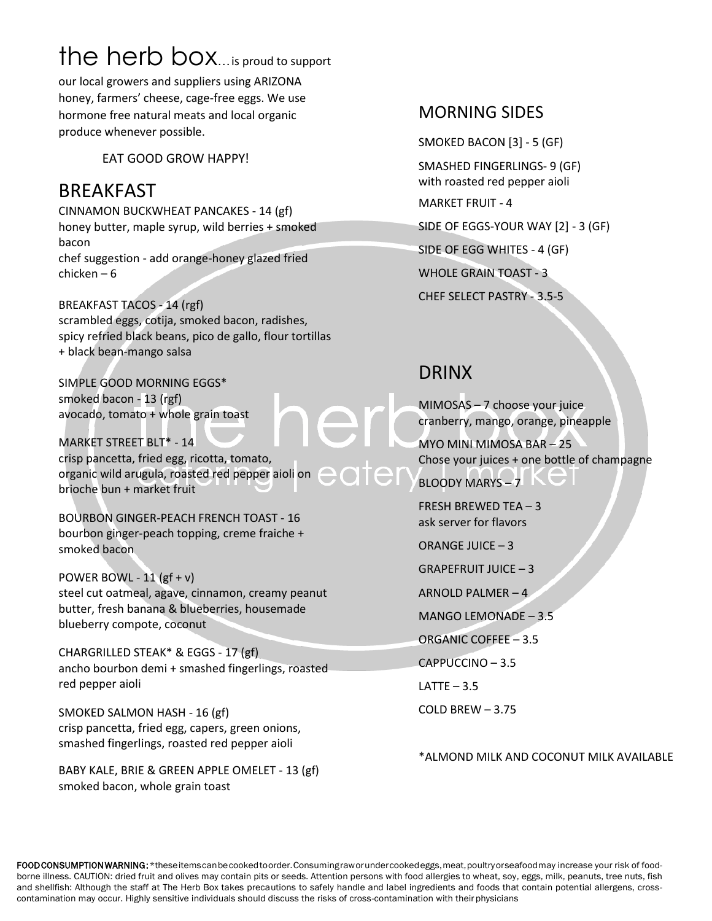# the herb box…is proud to support

our local growers and suppliers using ARIZONA honey, farmers' cheese, cage-free eggs. We use hormone free natural meats and local organic produce whenever possible.

EAT GOOD GROW HAPPY!

## BREAKFAST

CINNAMON BUCKWHEAT PANCAKES - 14 (gf)
honey butter, maple syrup, wild berries + smoked bacon
chef suggestion - add orange-honey glazed fried chicken – 6

BREAKFAST TACOS - 14 (rgf)
scrambled eggs, cotija, smoked bacon, radishes, spicy refried black beans, pico de gallo, flour tortillas + black bean-mango salsa

SIMPLE GOOD MORNING EGGS*
smoked bacon - 13 (rgf)
avocado, tomato + whole grain toast

MARKET STREET BLT* - 14
crisp pancetta, fried egg, ricotta, tomato, organic wild arugula, roasted red pepper aioli on brioche bun + market fruit

BOURBON GINGER-PEACH FRENCH TOAST - 16
bourbon ginger-peach topping, creme fraiche + smoked bacon

POWER BOWL - 11 (gf + v)
steel cut oatmeal, agave, cinnamon, creamy peanut butter, fresh banana & blueberries, housemade blueberry compote, coconut

CHARGRILLED STEAK* & EGGS - 17 (gf)
ancho bourbon demi + smashed fingerlings, roasted red pepper aioli

SMOKED SALMON HASH - 16 (gf)
crisp pancetta, fried egg, capers, green onions, smashed fingerlings, roasted red pepper aioli

BABY KALE, BRIE & GREEN APPLE OMELET - 13 (gf)
smoked bacon, whole grain toast

## MORNING SIDES

SMOKED BACON [3] - 5 (GF)

SMASHED FINGERLINGS- 9 (GF)
with roasted red pepper aioli

MARKET FRUIT - 4

SIDE OF EGGS-YOUR WAY [2] - 3 (GF)

SIDE OF EGG WHITES - 4 (GF)

WHOLE GRAIN TOAST - 3

CHEF SELECT PASTRY - 3.5-5

## DRINX

MIMOSAS – 7 choose your juice
cranberry, mango, orange, pineapple

MYO MINI MIMOSA BAR – 25
Chose your juices + one bottle of champagne

BLOODY MARYS – 7

FRESH BREWED TEA – 3
ask server for flavors

ORANGE JUICE – 3

GRAPEFRUIT JUICE – 3

ARNOLD PALMER – 4

MANGO LEMONADE – 3.5

ORGANIC COFFEE – 3.5

CAPPUCCINO – 3.5

LATTE – 3.5

COLD BREW – 3.75

*ALMOND MILK AND COCONUT MILK AVAILABLE

**FOOD CONSUMPTION WARNING:** *these items can be cooked to order. Consuming raw or undercooked eggs, meat, poultry or seafood may increase your risk of food-borne illness. CAUTION: dried fruit and olives may contain pits or seeds. Attention persons with food allergies to wheat, soy, eggs, milk, peanuts, tree nuts, fish and shellfish: Although the staff at The Herb Box takes precautions to safely handle and label ingredients and foods that contain potential allergens, cross-contamination may occur. Highly sensitive individuals should discuss the risks of cross-contamination with their physicians